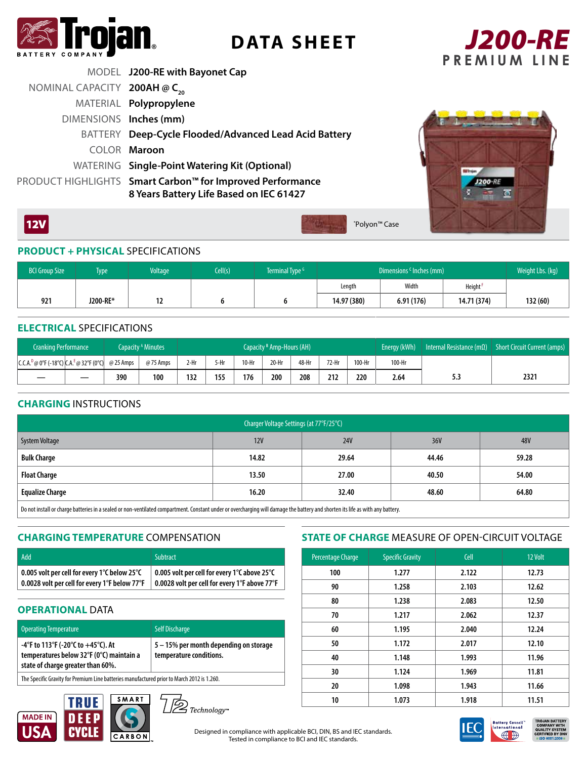# Trojan Battery Company

# DATA SHEET

# J200-RE PREMIUM LINE

MODEL **J200-RE with Bayonet Cap**

NOMINAL CAPACITY **200AH @ $C_{20}$**

MATERIAL **Polypropylene**

DIMENSIONS **Inches (mm)**

BATTERY **Deep-Cycle Flooded/Advanced Lead Acid Battery**

COLOR **Maroon**

WATERING **Single-Point Watering Kit (Optional)**

PRODUCT HIGHLIGHTS **Smart Carbon™ for Improved Performance**
**8 Years Battery Life Based on IEC 61427**

**12V**

*Polyon™ Case

## PRODUCT + PHYSICAL SPECIFICATIONS

| BCI Group Size | Type | Voltage | Cell(s) | Terminal Type [G] | Dimensions [C] Inches (mm) | | | Weight Lbs. (kg) |
|---|---|---|---|---|---|---|---|---|
| | | | | | Length | Width | Height [F] | |
| 921 | J200-RE* | 12 | 6 | 6 | 14.97 (380) | 6.91 (176) | 14.71 (374) | 132 (60) |

## ELECTRICAL SPECIFICATIONS

| Cranking Performance | | Capacity [A] Minutes | | Capacity [B] Amp-Hours (AH) | | | | | | | Energy (kWh) | Internal Resistance (mΩ) | Short Circuit Current (amps) |
|---|---|---|---|---|---|---|---|---|---|---|---|---|---|
| C.C.A.[D] @ 0°F (-18°C) | C.A.[E] @ 32°F (0°C) | @ 25 Amps | @ 75 Amps | 2-Hr | 5-Hr | 10-Hr | 20-Hr | 48-Hr | 72-Hr | 100-Hr | 100-Hr | | |
| — | — | 390 | 100 | 132 | 155 | 176 | 200 | 208 | 212 | 220 | 2.64 | 5.3 | 2321 |

## CHARGING INSTRUCTIONS

| Charger Voltage Settings (at 77°F/25°C) | | | | |
|---|---|---|---|---|
| System Voltage | 12V | 24V | 36V | 48V |
| **Bulk Charge** | 14.82 | 29.64 | 44.46 | 59.28 |
| **Float Charge** | 13.50 | 27.00 | 40.50 | 54.00 |
| **Equalize Charge** | 16.20 | 32.40 | 48.60 | 64.80 |

Do not install or charge batteries in a sealed or non-ventilated compartment. Constant under or overcharging will damage the battery and shorten its life as with any battery.

## CHARGING TEMPERATURE COMPENSATION

| Add | Subtract |
|---|---|
| 0.005 volt per cell for every 1°C below 25°C<br>0.0028 volt per cell for every 1°F below 77°F | 0.005 volt per cell for every 1°C above 25°C<br>0.0028 volt per cell for every 1°F above 77°F |

## OPERATIONAL DATA

| Operating Temperature | Self Discharge |
|---|---|
| -4°F to 113°F (-20°C to +45°C). At temperatures below 32°F (0°C) maintain a state of charge greater than 60%. | 5 – 15% per month depending on storage temperature conditions. |

The Specific Gravity for Premium Line batteries manufactured prior to March 2012 is 1.260.

## STATE OF CHARGE MEASURE OF OPEN-CIRCUIT VOLTAGE

| Percentage Charge | Specific Gravity | Cell | 12 Volt |
|---|---|---|---|
| 100 | 1.277 | 2.122 | 12.73 |
| 90 | 1.258 | 2.103 | 12.62 |
| 80 | 1.238 | 2.083 | 12.50 |
| 70 | 1.217 | 2.062 | 12.37 |
| 60 | 1.195 | 2.040 | 12.24 |
| 50 | 1.172 | 2.017 | 12.10 |
| 40 | 1.148 | 1.993 | 11.96 |
| 30 | 1.124 | 1.969 | 11.81 |
| 20 | 1.098 | 1.943 | 11.66 |
| 10 | 1.073 | 1.918 | 11.51 |

MADE IN USA · TRUE DEEP CYCLE · SMART CARBON · T2 Technology™

Designed in compliance with applicable BCI, DIN, BS and IEC standards.
Tested in compliance to BCI and IEC standards.

IEC · Battery Council International · TROJAN BATTERY COMPANY WITH QUALITY SYSTEM CERTIFIED BY DNV = ISO 9001:2008 =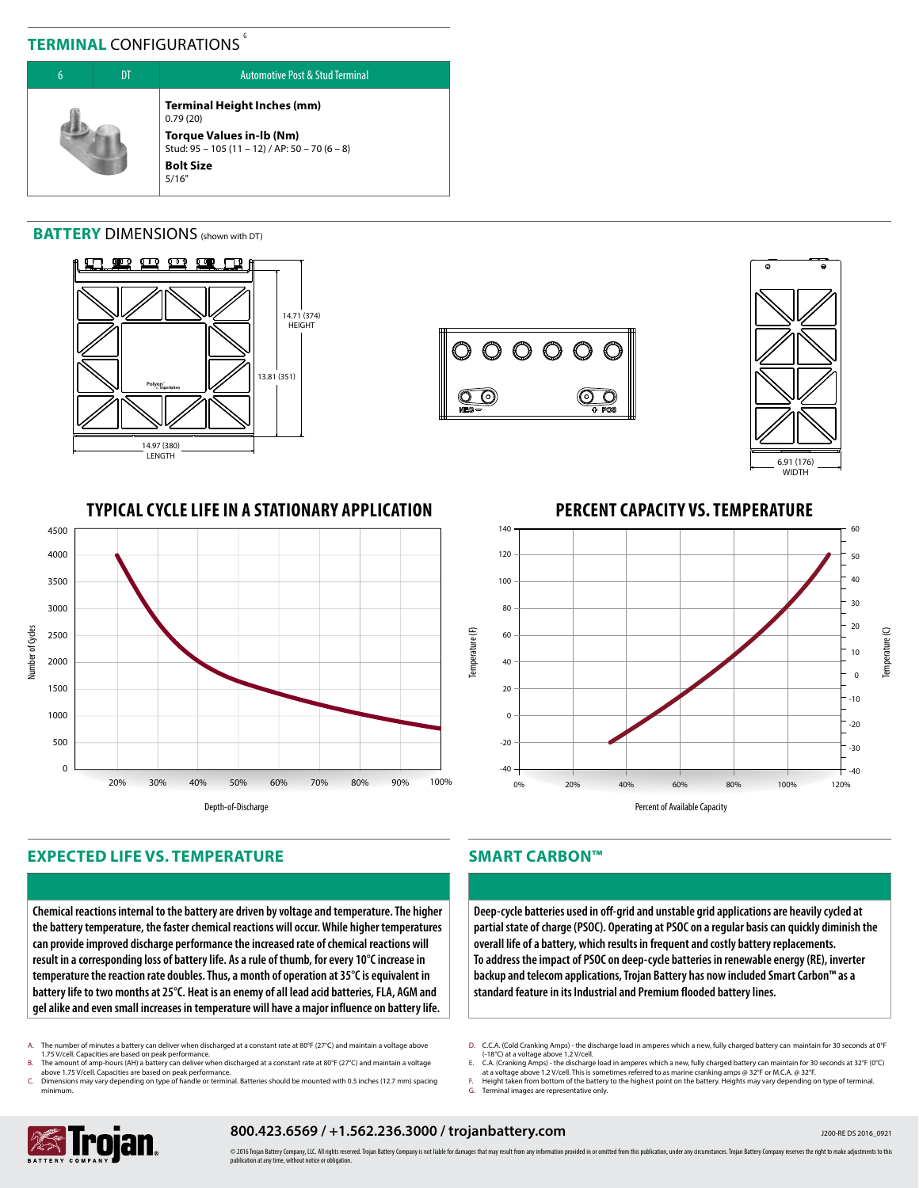## TERMINAL CONFIGURATIONS [G]

| 6 | DT | Automotive Post & Stud Terminal |
|---|---|---|
| | | **Terminal Height Inches (mm)**<br>0.79 (20)<br>**Torque Values in-lb (Nm)**<br>Stud: 95 – 105 (11 – 12) / AP: 50 – 70 (6 – 8)<br>**Bolt Size**<br>5/16" |

## BATTERY DIMENSIONS (shown with DT)

14.71 (374)
HEIGHT

13.81 (351)

14.97 (380)
LENGTH

NEG −
+ POS

6.91 (176)
WIDTH

## TYPICAL CYCLE LIFE IN A STATIONARY APPLICATION

Number of Cycles
4500
4000
3500
3000
2500
2000
1500
1000
500
0
20%
30%
40%
50%
60%
70%
80%
90%
100%
Depth-of-Discharge

## PERCENT CAPACITY VS. TEMPERATURE

Temperature (F)
140
120
100
80
60
40
20
0
-20
-40
Temperature (C)
60
50
40
30
20
10
0
-10
-20
-30
-40
0%
20%
40%
60%
80%
100%
120%
Percent of Available Capacity

## EXPECTED LIFE VS. TEMPERATURE

**Chemical reactions internal to the battery are driven by voltage and temperature. The higher the battery temperature, the faster chemical reactions will occur. While higher temperatures can provide improved discharge performance the increased rate of chemical reactions will result in a corresponding loss of battery life. As a rule of thumb, for every 10°C increase in temperature the reaction rate doubles. Thus, a month of operation at 35°C is equivalent in battery life to two months at 25°C. Heat is an enemy of all lead acid batteries, FLA, AGM and gel alike and even small increases in temperature will have a major influence on battery life.**

## SMART CARBON™

**Deep-cycle batteries used in off-grid and unstable grid applications are heavily cycled at partial state of charge (PSOC). Operating at PSOC on a regular basis can quickly diminish the overall life of a battery, which results in frequent and costly battery replacements. To address the impact of PSOC on deep-cycle batteries in renewable energy (RE), inverter backup and telecom applications, Trojan Battery has now included Smart Carbon™ as a standard feature in its Industrial and Premium flooded battery lines.**

A. The number of minutes a battery can deliver when discharged at a constant rate at 80°F (27°C) and maintain a voltage above 1.75 V/cell. Capacities are based on peak performance.
B. The amount of amp-hours (AH) a battery can deliver when discharged at a constant rate at 80°F (27°C) and maintain a voltage above 1.75 V/cell. Capacities are based on peak performance.
C. Dimensions may vary depending on type of handle or terminal. Batteries should be mounted with 0.5 inches (12.7 mm) spacing minimum.
D. C.C.A. (Cold Cranking Amps) - the discharge load in amperes which a new, fully charged battery can maintain for 30 seconds at 0°F (-18°C) at a voltage above 1.2 V/cell.
E. C.A. (Cranking Amps) - the discharge load in amperes which a new, fully charged battery can maintain for 30 seconds at 32°F (0°C) at a voltage above 1.2 V/cell. This is sometimes referred to as marine cranking amps @ 32°F or M.C.A. @ 32°F.
F. Height taken from bottom of the battery to the highest point on the battery. Heights may vary depending on type of terminal.
G. Terminal images are representative only.

**800.423.6569 / +1.562.236.3000 / trojanbattery.com**

J200-RE DS 2016_0921

© 2016 Trojan Battery Company, LLC. All rights reserved. Trojan Battery Company is not liable for damages that may result from any information provided in or omitted from this publication, under any circumstances. Trojan Battery Company reserves the right to make adjustments to this publication at any time, without notice or obligation.